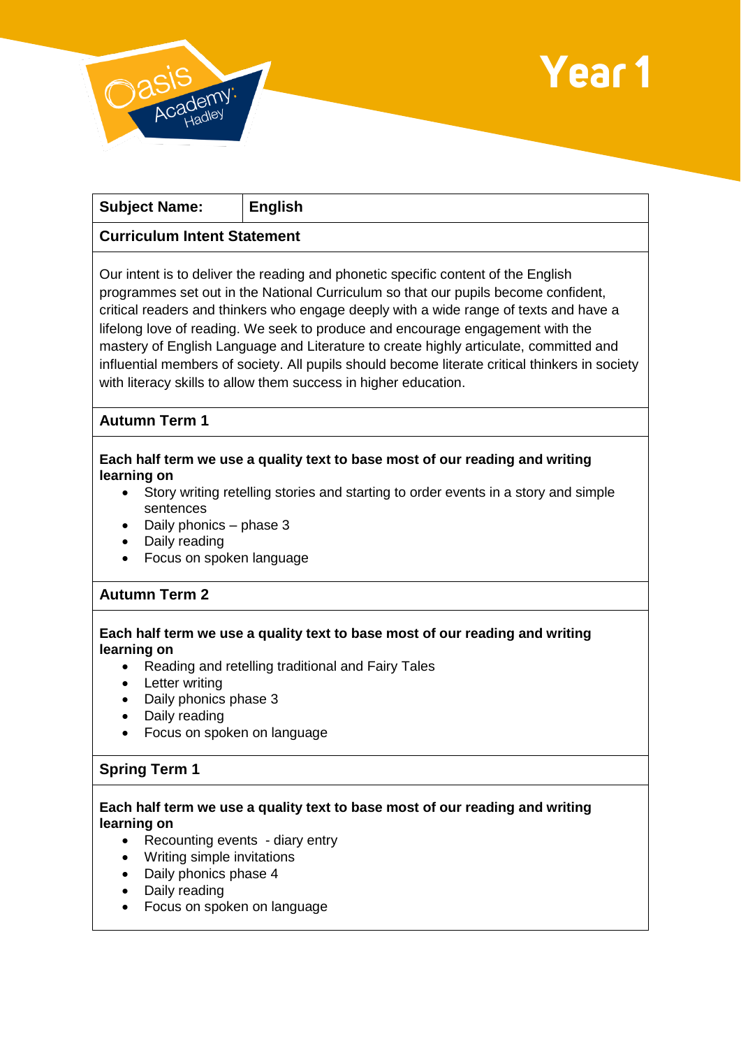# Year 1

**Subject Name:** English

## Curriculum Intent Statement

Our intent is to deliver the reading and phonetic specific content of the English programmes set out in the National Curriculum so that our pupils become confident, critical readers and thinkers who engage deeply with a wide range of texts and have a lifelong love of reading. We seek to produce and encourage engagement with the mastery of English Language and Literature to create highly articulate, committed and influential members of society. All pupils should become literate critical thinkers in society with literacy skills to allow them success in higher education.

## Autumn Term 1

**Each half term we use a quality text to base most of our reading and writing learning on**

- Story writing retelling stories and starting to order events in a story and simple sentences
- Daily phonics – phase 3
- Daily reading
- Focus on spoken language

## Autumn Term 2

**Each half term we use a quality text to base most of our reading and writing learning on**

- Reading and retelling traditional and Fairy Tales
- Letter writing
- Daily phonics phase 3
- Daily reading
- Focus on spoken on language

## Spring Term 1

**Each half term we use a quality text to base most of our reading and writing learning on**

- Recounting events - diary entry
- Writing simple invitations
- Daily phonics phase 4
- Daily reading
- Focus on spoken on language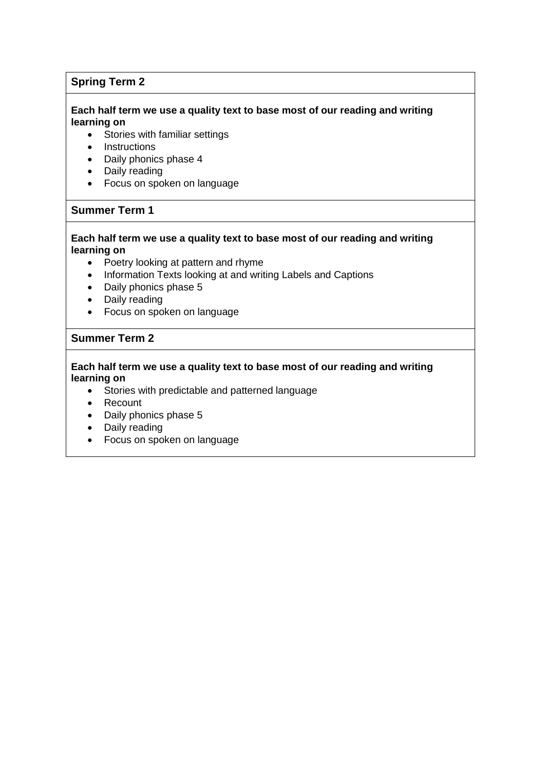## Spring Term 2

**Each half term we use a quality text to base most of our reading and writing learning on**

- Stories with familiar settings
- Instructions
- Daily phonics phase 4
- Daily reading
- Focus on spoken on language

## Summer Term 1

**Each half term we use a quality text to base most of our reading and writing learning on**

- Poetry looking at pattern and rhyme
- Information Texts looking at and writing Labels and Captions
- Daily phonics phase 5
- Daily reading
- Focus on spoken on language

## Summer Term 2

**Each half term we use a quality text to base most of our reading and writing learning on**

- Stories with predictable and patterned language
- Recount
- Daily phonics phase 5
- Daily reading
- Focus on spoken on language